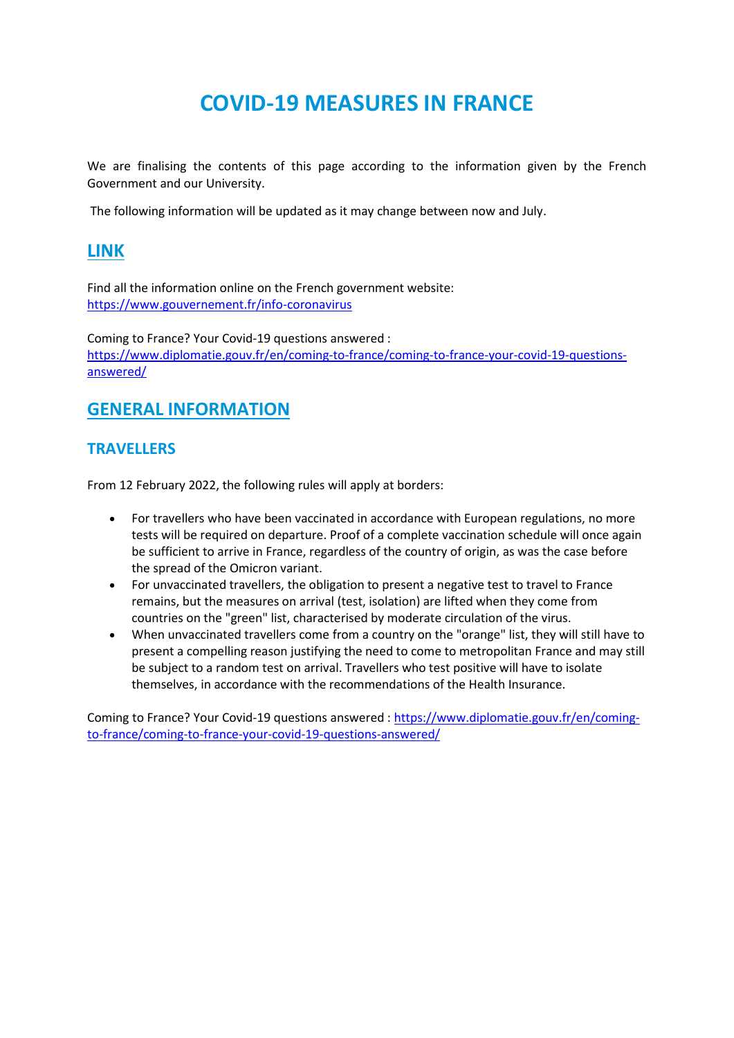# COVID-19 MEASURES IN FRANCE

We are finalising the contents of this page according to the information given by the French Government and our University.

The following information will be updated as it may change between now and July.

## LINK

Find all the information online on the French government website: https://www.gouvernement.fr/info-coronavirus

Coming to France? Your Covid-19 questions answered : https://www.diplomatie.gouv.fr/en/coming-to-france/coming-to-france-your-covid-19-questions-answered/

## GENERAL INFORMATION

### TRAVELLERS

From 12 February 2022, the following rules will apply at borders:

- For travellers who have been vaccinated in accordance with European regulations, no more tests will be required on departure. Proof of a complete vaccination schedule will once again be sufficient to arrive in France, regardless of the country of origin, as was the case before the spread of the Omicron variant.
- For unvaccinated travellers, the obligation to present a negative test to travel to France remains, but the measures on arrival (test, isolation) are lifted when they come from countries on the "green" list, characterised by moderate circulation of the virus.
- When unvaccinated travellers come from a country on the "orange" list, they will still have to present a compelling reason justifying the need to come to metropolitan France and may still be subject to a random test on arrival. Travellers who test positive will have to isolate themselves, in accordance with the recommendations of the Health Insurance.

Coming to France? Your Covid-19 questions answered : https://www.diplomatie.gouv.fr/en/coming-to-france/coming-to-france-your-covid-19-questions-answered/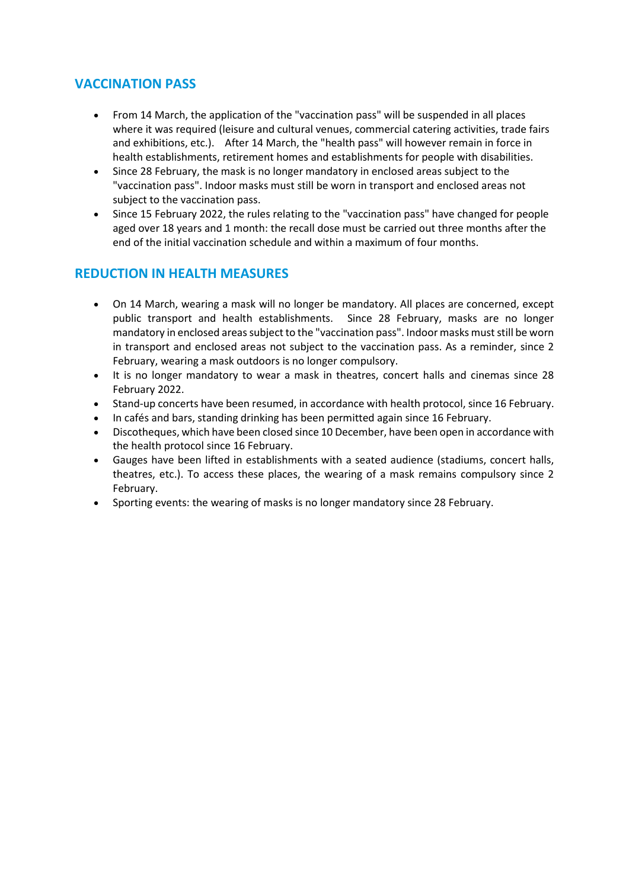## VACCINATION PASS

- From 14 March, the application of the "vaccination pass" will be suspended in all places where it was required (leisure and cultural venues, commercial catering activities, trade fairs and exhibitions, etc.). After 14 March, the "health pass" will however remain in force in health establishments, retirement homes and establishments for people with disabilities.
- Since 28 February, the mask is no longer mandatory in enclosed areas subject to the "vaccination pass". Indoor masks must still be worn in transport and enclosed areas not subject to the vaccination pass.
- Since 15 February 2022, the rules relating to the "vaccination pass" have changed for people aged over 18 years and 1 month: the recall dose must be carried out three months after the end of the initial vaccination schedule and within a maximum of four months.

## REDUCTION IN HEALTH MEASURES

- On 14 March, wearing a mask will no longer be mandatory. All places are concerned, except public transport and health establishments. Since 28 February, masks are no longer mandatory in enclosed areas subject to the "vaccination pass". Indoor masks must still be worn in transport and enclosed areas not subject to the vaccination pass. As a reminder, since 2 February, wearing a mask outdoors is no longer compulsory.
- It is no longer mandatory to wear a mask in theatres, concert halls and cinemas since 28 February 2022.
- Stand-up concerts have been resumed, in accordance with health protocol, since 16 February.
- In cafés and bars, standing drinking has been permitted again since 16 February.
- Discotheques, which have been closed since 10 December, have been open in accordance with the health protocol since 16 February.
- Gauges have been lifted in establishments with a seated audience (stadiums, concert halls, theatres, etc.). To access these places, the wearing of a mask remains compulsory since 2 February.
- Sporting events: the wearing of masks is no longer mandatory since 28 February.